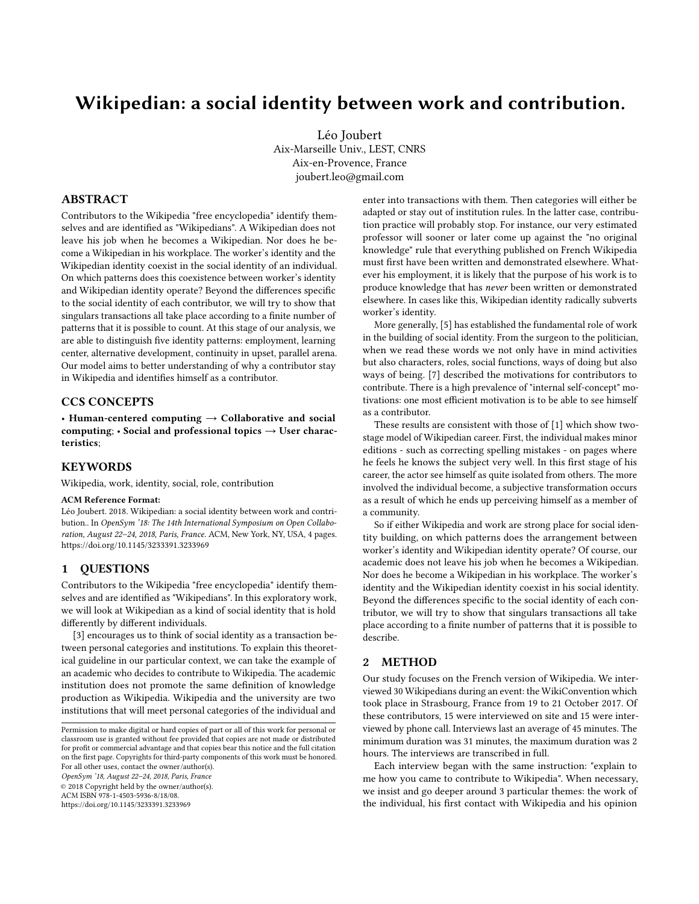# Wikipedian: a social identity between work and contribution.

Léo Joubert
Aix-Marseille Univ., LEST, CNRS
Aix-en-Provence, France
joubert.leo@gmail.com

## ABSTRACT

Contributors to the Wikipedia "free encyclopedia" identify themselves and are identified as "Wikipedians". A Wikipedian does not leave his job when he becomes a Wikipedian. Nor does he become a Wikipedian in his workplace. The worker's identity and the Wikipedian identity coexist in the social identity of an individual. On which patterns does this coexistence between worker's identity and Wikipedian identity operate? Beyond the differences specific to the social identity of each contributor, we will try to show that singulars transactions all take place according to a finite number of patterns that it is possible to count. At this stage of our analysis, we are able to distinguish five identity patterns: employment, learning center, alternative development, continuity in upset, parallel arena. Our model aims to better understanding of why a contributor stay in Wikipedia and identifies himself as a contributor.

## CCS CONCEPTS

• **Human-centered computing → Collaborative and social computing**; • **Social and professional topics → User characteristics**;

## KEYWORDS

Wikipedia, work, identity, social, role, contribution

**ACM Reference Format:**

Léo Joubert. 2018. Wikipedian: a social identity between work and contribution.. In *OpenSym '18: The 14th International Symposium on Open Collaboration, August 22–24, 2018, Paris, France.* ACM, New York, NY, USA, 4 pages. https://doi.org/10.1145/3233391.3233969

## 1 QUESTIONS

Contributors to the Wikipedia "free encyclopedia" identify themselves and are identified as "Wikipedians". In this exploratory work, we will look at Wikipedian as a kind of social identity that is hold differently by different individuals.

[3] encourages us to think of social identity as a transaction between personal categories and institutions. To explain this theoretical guideline in our particular context, we can take the example of an academic who decides to contribute to Wikipedia. The academic institution does not promote the same definition of knowledge production as Wikipedia. Wikipedia and the university are two institutions that will meet personal categories of the individual and enter into transactions with them. Then categories will either be adapted or stay out of institution rules. In the latter case, contribution practice will probably stop. For instance, our very estimated professor will sooner or later come up against the "no original knowledge" rule that everything published on French Wikipedia must first have been written and demonstrated elsewhere. Whatever his employment, it is likely that the purpose of his work is to produce knowledge that has *never* been written or demonstrated elsewhere. In cases like this, Wikipedian identity radically subverts worker's identity.

More generally, [5] has established the fundamental role of work in the building of social identity. From the surgeon to the politician, when we read these words we not only have in mind activities but also characters, roles, social functions, ways of doing but also ways of being. [7] described the motivations for contributors to contribute. There is a high prevalence of "internal self-concept" motivations: one most efficient motivation is to be able to see himself as a contributor.

These results are consistent with those of [1] which show two-stage model of Wikipedian career. First, the individual makes minor editions - such as correcting spelling mistakes - on pages where he feels he knows the subject very well. In this first stage of his career, the actor see himself as quite isolated from others. The more involved the individual become, a subjective transformation occurs as a result of which he ends up perceiving himself as a member of a community.

So if either Wikipedia and work are strong place for social identity building, on which patterns does the arrangement between worker's identity and Wikipedian identity operate? Of course, our academic does not leave his job when he becomes a Wikipedian. Nor does he become a Wikipedian in his workplace. The worker's identity and the Wikipedian identity coexist in his social identity. Beyond the differences specific to the social identity of each contributor, we will try to show that singulars transactions all take place according to a finite number of patterns that it is possible to describe.

## 2 METHOD

Our study focuses on the French version of Wikipedia. We interviewed 30 Wikipedians during an event: the WikiConvention which took place in Strasbourg, France from 19 to 21 October 2017. Of these contributors, 15 were interviewed on site and 15 were interviewed by phone call. Interviews last an average of 45 minutes. The minimum duration was 31 minutes, the maximum duration was 2 hours. The interviews are transcribed in full.

Each interview began with the same instruction: "explain to me how you came to contribute to Wikipedia". When necessary, we insist and go deeper around 3 particular themes: the work of the individual, his first contact with Wikipedia and his opinion

Permission to make digital or hard copies of part or all of this work for personal or classroom use is granted without fee provided that copies are not made or distributed for profit or commercial advantage and that copies bear this notice and the full citation on the first page. Copyrights for third-party components of this work must be honored. For all other uses, contact the owner/author(s).
*OpenSym '18, August 22–24, 2018, Paris, France*
© 2018 Copyright held by the owner/author(s).
ACM ISBN 978-1-4503-5936-8/18/08.
https://doi.org/10.1145/3233391.3233969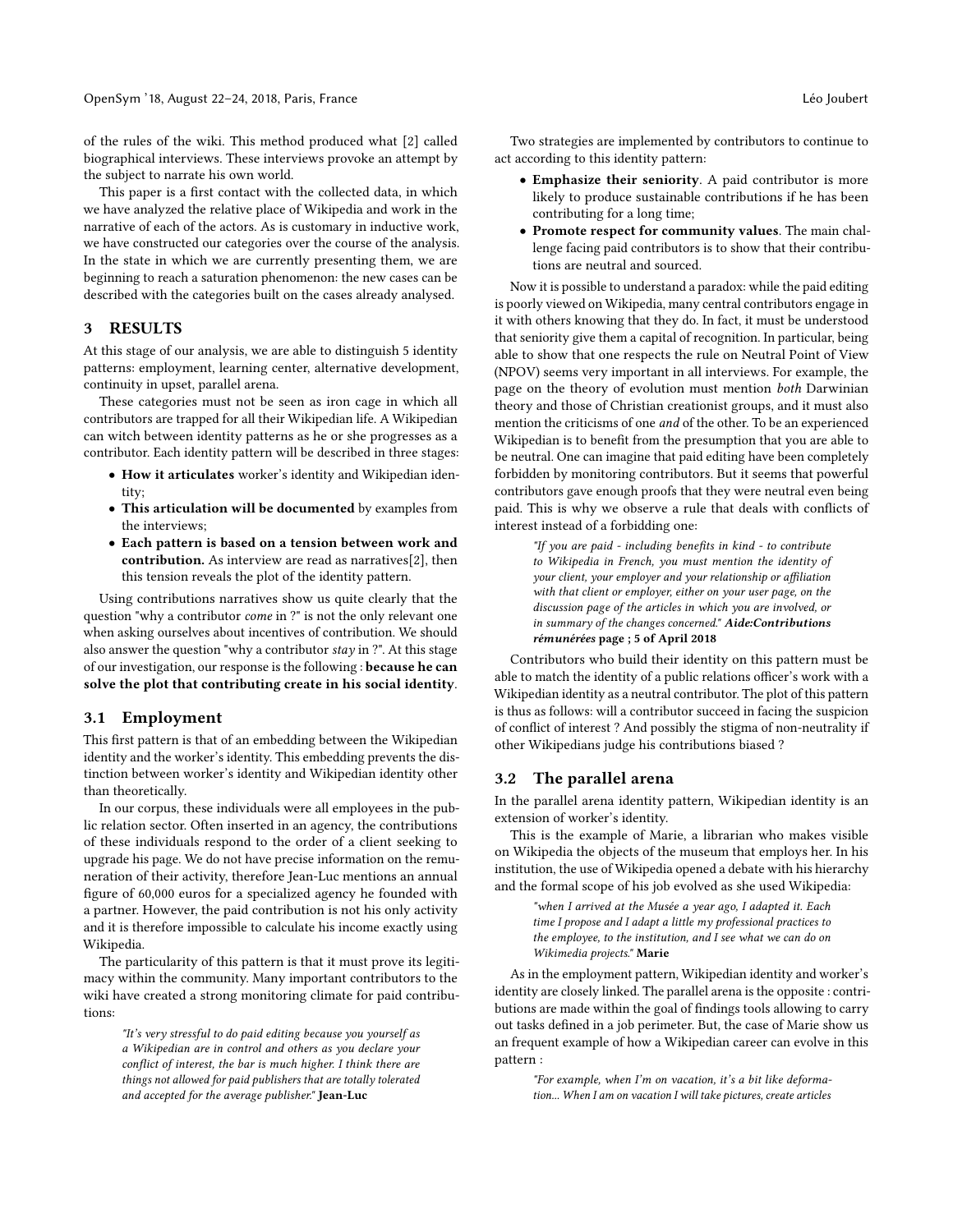of the rules of the wiki. This method produced what [2] called biographical interviews. These interviews provoke an attempt by the subject to narrate his own world.

This paper is a first contact with the collected data, in which we have analyzed the relative place of Wikipedia and work in the narrative of each of the actors. As is customary in inductive work, we have constructed our categories over the course of the analysis. In the state in which we are currently presenting them, we are beginning to reach a saturation phenomenon: the new cases can be described with the categories built on the cases already analysed.

## 3 RESULTS

At this stage of our analysis, we are able to distinguish 5 identity patterns: employment, learning center, alternative development, continuity in upset, parallel arena.

These categories must not be seen as iron cage in which all contributors are trapped for all their Wikipedian life. A Wikipedian can witch between identity patterns as he or she progresses as a contributor. Each identity pattern will be described in three stages:

- **How it articulates** worker's identity and Wikipedian identity;
- **This articulation will be documented** by examples from the interviews;
- **Each pattern is based on a tension between work and contribution.** As interview are read as narratives[2], then this tension reveals the plot of the identity pattern.

Using contributions narratives show us quite clearly that the question "why a contributor *come* in ?" is not the only relevant one when asking ourselves about incentives of contribution. We should also answer the question "why a contributor *stay* in ?". At this stage of our investigation, our response is the following : **because he can solve the plot that contributing create in his social identity**.

### 3.1 Employment

This first pattern is that of an embedding between the Wikipedian identity and the worker's identity. This embedding prevents the distinction between worker's identity and Wikipedian identity other than theoretically.

In our corpus, these individuals were all employees in the public relation sector. Often inserted in an agency, the contributions of these individuals respond to the order of a client seeking to upgrade his page. We do not have precise information on the remuneration of their activity, therefore Jean-Luc mentions an annual figure of 60,000 euros for a specialized agency he founded with a partner. However, the paid contribution is not his only activity and it is therefore impossible to calculate his income exactly using Wikipedia.

The particularity of this pattern is that it must prove its legitimacy within the community. Many important contributors to the wiki have created a strong monitoring climate for paid contributions:

> *"It's very stressful to do paid editing because you yourself as a Wikipedian are in control and others as you declare your conflict of interest, the bar is much higher. I think there are things not allowed for paid publishers that are totally tolerated and accepted for the average publisher."* **Jean-Luc**

Two strategies are implemented by contributors to continue to act according to this identity pattern:

- **Emphasize their seniority.** A paid contributor is more likely to produce sustainable contributions if he has been contributing for a long time;
- **Promote respect for community values.** The main challenge facing paid contributors is to show that their contributions are neutral and sourced.

Now it is possible to understand a paradox: while the paid editing is poorly viewed on Wikipedia, many central contributors engage in it with others knowing that they do. In fact, it must be understood that seniority give them a capital of recognition. In particular, being able to show that one respects the rule on Neutral Point of View (NPOV) seems very important in all interviews. For example, the page on the theory of evolution must mention *both* Darwinian theory and those of Christian creationist groups, and it must also mention the criticisms of one *and* of the other. To be an experienced Wikipedian is to benefit from the presumption that you are able to be neutral. One can imagine that paid editing have been completely forbidden by monitoring contributors. But it seems that powerful contributors gave enough proofs that they were neutral even being paid. This is why we observe a rule that deals with conflicts of interest instead of a forbidding one:

> *"If you are paid - including benefits in kind - to contribute to Wikipedia in French, you must mention the identity of your client, your employer and your relationship or affiliation with that client or employer, either on your user page, on the discussion page of the articles in which you are involved, or in summary of the changes concerned."* ***Aide:Contributions rémunérées* page ; 5 of April 2018**

Contributors who build their identity on this pattern must be able to match the identity of a public relations officer's work with a Wikipedian identity as a neutral contributor. The plot of this pattern is thus as follows: will a contributor succeed in facing the suspicion of conflict of interest ? And possibly the stigma of non-neutrality if other Wikipedians judge his contributions biased ?

### 3.2 The parallel arena

In the parallel arena identity pattern, Wikipedian identity is an extension of worker's identity.

This is the example of Marie, a librarian who makes visible on Wikipedia the objects of the museum that employs her. In his institution, the use of Wikipedia opened a debate with his hierarchy and the formal scope of his job evolved as she used Wikipedia:

> *"when I arrived at the Musée a year ago, I adapted it. Each time I propose and I adapt a little my professional practices to the employee, to the institution, and I see what we can do on Wikimedia projects."* **Marie**

As in the employment pattern, Wikipedian identity and worker's identity are closely linked. The parallel arena is the opposite : contributions are made within the goal of findings tools allowing to carry out tasks defined in a job perimeter. But, the case of Marie show us an frequent example of how a Wikipedian career can evolve in this pattern :

> *"For example, when I'm on vacation, it's a bit like deformation... When I am on vacation I will take pictures, create articles*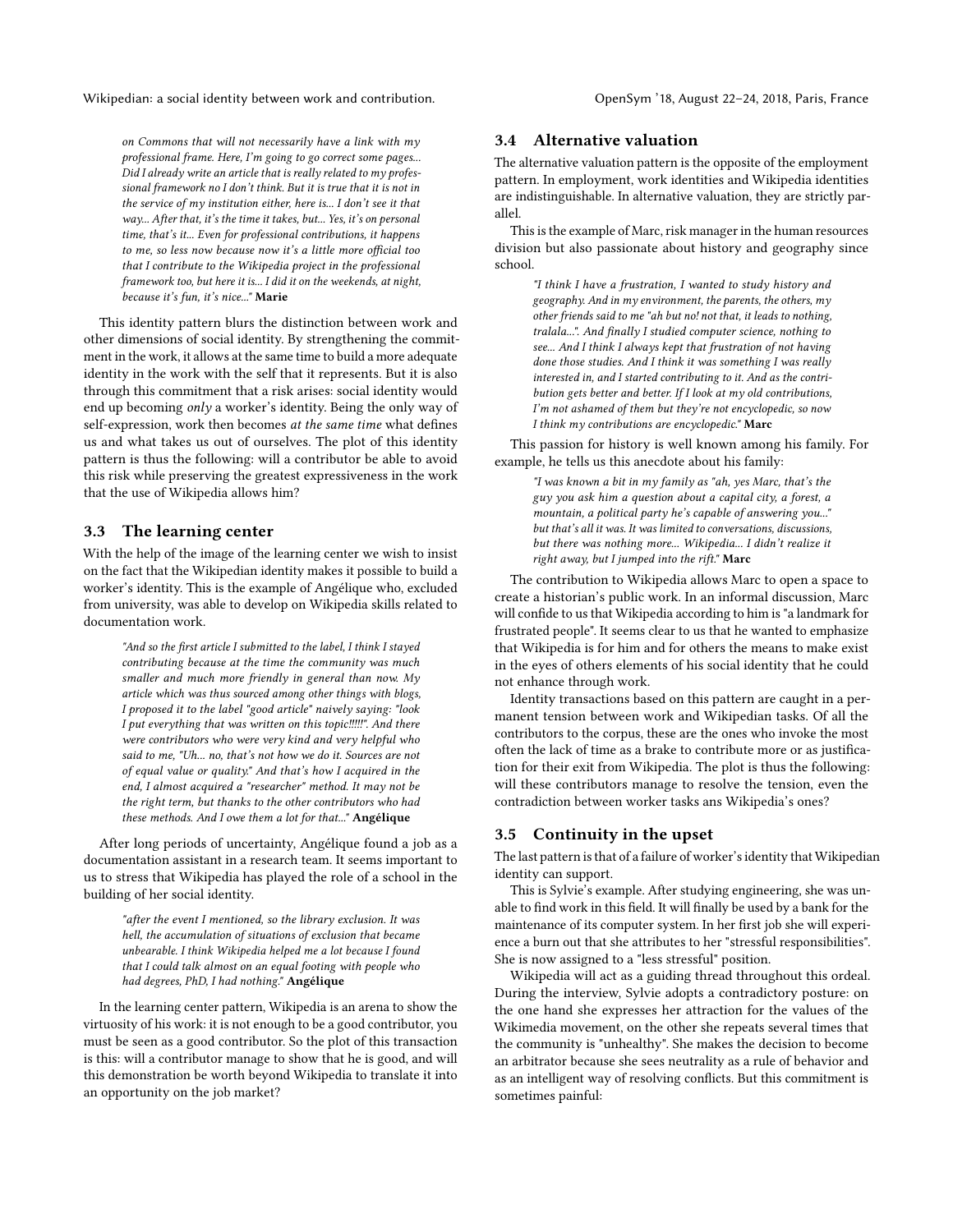*on Commons that will not necessarily have a link with my professional frame. Here, I'm going to go correct some pages... Did I already write an article that is really related to my professional framework no I don't think. But it is true that it is not in the service of my institution either, here is... I don't see it that way... After that, it's the time it takes, but... Yes, it's on personal time, that's it... Even for professional contributions, it happens to me, so less now because now it's a little more official too that I contribute to the Wikipedia project in the professional framework too, but here it is... I did it on the weekends, at night, because it's fun, it's nice..."* **Marie**

This identity pattern blurs the distinction between work and other dimensions of social identity. By strengthening the commitment in the work, it allows at the same time to build a more adequate identity in the work with the self that it represents. But it is also through this commitment that a risk arises: social identity would end up becoming *only* a worker's identity. Being the only way of self-expression, work then becomes *at the same time* what defines us and what takes us out of ourselves. The plot of this identity pattern is thus the following: will a contributor be able to avoid this risk while preserving the greatest expressiveness in the work that the use of Wikipedia allows him?

## 3.3 The learning center

With the help of the image of the learning center we wish to insist on the fact that the Wikipedian identity makes it possible to build a worker's identity. This is the example of Angélique who, excluded from university, was able to develop on Wikipedia skills related to documentation work.

*"And so the first article I submitted to the label, I think I stayed contributing because at the time the community was much smaller and much more friendly in general than now. My article which was thus sourced among other things with blogs, I proposed it to the label "good article" naively saying: "look I put everything that was written on this topic!!!!!". And there were contributors who were very kind and very helpful who said to me, "Uh... no, that's not how we do it. Sources are not of equal value or quality." And that's how I acquired in the end, I almost acquired a "researcher" method. It may not be the right term, but thanks to the other contributors who had these methods. And I owe them a lot for that..."* **Angélique**

After long periods of uncertainty, Angélique found a job as a documentation assistant in a research team. It seems important to us to stress that Wikipedia has played the role of a school in the building of her social identity.

*"after the event I mentioned, so the library exclusion. It was hell, the accumulation of situations of exclusion that became unbearable. I think Wikipedia helped me a lot because I found that I could talk almost on an equal footing with people who had degrees, PhD, I had nothing."* **Angélique**

In the learning center pattern, Wikipedia is an arena to show the virtuosity of his work: it is not enough to be a good contributor, you must be seen as a good contributor. So the plot of this transaction is this: will a contributor manage to show that he is good, and will this demonstration be worth beyond Wikipedia to translate it into an opportunity on the job market?

## 3.4 Alternative valuation

The alternative valuation pattern is the opposite of the employment pattern. In employment, work identities and Wikipedia identities are indistinguishable. In alternative valuation, they are strictly parallel.

This is the example of Marc, risk manager in the human resources division but also passionate about history and geography since school.

*"I think I have a frustration, I wanted to study history and geography. And in my environment, the parents, the others, my other friends said to me "ah but no! not that, it leads to nothing, tralala...". And finally I studied computer science, nothing to see... And I think I always kept that frustration of not having done those studies. And I think it was something I was really interested in, and I started contributing to it. And as the contribution gets better and better. If I look at my old contributions, I'm not ashamed of them but they're not encyclopedic, so now I think my contributions are encyclopedic."* **Marc**

This passion for history is well known among his family. For example, he tells us this anecdote about his family:

*"I was known a bit in my family as "ah, yes Marc, that's the guy you ask him a question about a capital city, a forest, a mountain, a political party he's capable of answering you..." but that's all it was. It was limited to conversations, discussions, but there was nothing more... Wikipedia... I didn't realize it right away, but I jumped into the rift."* **Marc**

The contribution to Wikipedia allows Marc to open a space to create a historian's public work. In an informal discussion, Marc will confide to us that Wikipedia according to him is "a landmark for frustrated people". It seems clear to us that he wanted to emphasize that Wikipedia is for him and for others the means to make exist in the eyes of others elements of his social identity that he could not enhance through work.

Identity transactions based on this pattern are caught in a permanent tension between work and Wikipedian tasks. Of all the contributors to the corpus, these are the ones who invoke the most often the lack of time as a brake to contribute more or as justification for their exit from Wikipedia. The plot is thus the following: will these contributors manage to resolve the tension, even the contradiction between worker tasks ans Wikipedia's ones?

## 3.5 Continuity in the upset

The last pattern is that of a failure of worker's identity that Wikipedian identity can support.

This is Sylvie's example. After studying engineering, she was unable to find work in this field. It will finally be used by a bank for the maintenance of its computer system. In her first job she will experience a burn out that she attributes to her "stressful responsibilities". She is now assigned to a "less stressful" position.

Wikipedia will act as a guiding thread throughout this ordeal. During the interview, Sylvie adopts a contradictory posture: on the one hand she expresses her attraction for the values of the Wikimedia movement, on the other she repeats several times that the community is "unhealthy". She makes the decision to become an arbitrator because she sees neutrality as a rule of behavior and as an intelligent way of resolving conflicts. But this commitment is sometimes painful: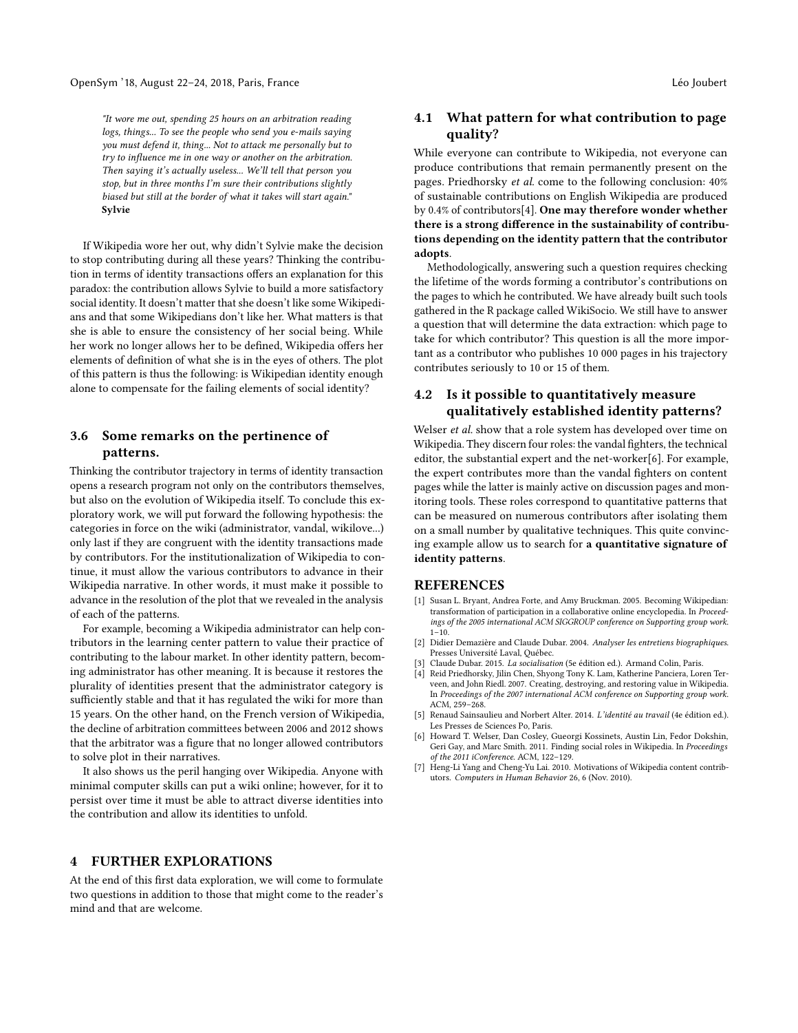*"It wore me out, spending 25 hours on an arbitration reading logs, things... To see the people who send you e-mails saying you must defend it, thing... Not to attack me personally but to try to influence me in one way or another on the arbitration. Then saying it's actually useless... We'll tell that person you stop, but in three months I'm sure their contributions slightly biased but still at the border of what it takes will start again."* **Sylvie**

If Wikipedia wore her out, why didn't Sylvie make the decision to stop contributing during all these years? Thinking the contribution in terms of identity transactions offers an explanation for this paradox: the contribution allows Sylvie to build a more satisfactory social identity. It doesn't matter that she doesn't like some Wikipedians and that some Wikipedians don't like her. What matters is that she is able to ensure the consistency of her social being. While her work no longer allows her to be defined, Wikipedia offers her elements of definition of what she is in the eyes of others. The plot of this pattern is thus the following: is Wikipedian identity enough alone to compensate for the failing elements of social identity?

### 3.6 Some remarks on the pertinence of patterns.

Thinking the contributor trajectory in terms of identity transaction opens a research program not only on the contributors themselves, but also on the evolution of Wikipedia itself. To conclude this exploratory work, we will put forward the following hypothesis: the categories in force on the wiki (administrator, vandal, wikilove...) only last if they are congruent with the identity transactions made by contributors. For the institutionalization of Wikipedia to continue, it must allow the various contributors to advance in their Wikipedia narrative. In other words, it must make it possible to advance in the resolution of the plot that we revealed in the analysis of each of the patterns.

For example, becoming a Wikipedia administrator can help contributors in the learning center pattern to value their practice of contributing to the labour market. In other identity pattern, becoming administrator has other meaning. It is because it restores the plurality of identities present that the administrator category is sufficiently stable and that it has regulated the wiki for more than 15 years. On the other hand, on the French version of Wikipedia, the decline of arbitration committees between 2006 and 2012 shows that the arbitrator was a figure that no longer allowed contributors to solve plot in their narratives.

It also shows us the peril hanging over Wikipedia. Anyone with minimal computer skills can put a wiki online; however, for it to persist over time it must be able to attract diverse identities into the contribution and allow its identities to unfold.

## 4 FURTHER EXPLORATIONS

At the end of this first data exploration, we will come to formulate two questions in addition to those that might come to the reader's mind and that are welcome.

### 4.1 What pattern for what contribution to page quality?

While everyone can contribute to Wikipedia, not everyone can produce contributions that remain permanently present on the pages. Priedhorsky *et al.* come to the following conclusion: 40% of sustainable contributions on English Wikipedia are produced by 0.4% of contributors[4]. **One may therefore wonder whether there is a strong difference in the sustainability of contributions depending on the identity pattern that the contributor adopts**.

Methodologically, answering such a question requires checking the lifetime of the words forming a contributor's contributions on the pages to which he contributed. We have already built such tools gathered in the R package called WikiSocio. We still have to answer a question that will determine the data extraction: which page to take for which contributor? This question is all the more important as a contributor who publishes 10 000 pages in his trajectory contributes seriously to 10 or 15 of them.

### 4.2 Is it possible to quantitatively measure qualitatively established identity patterns?

Welser *et al.* show that a role system has developed over time on Wikipedia. They discern four roles: the vandal fighters, the technical editor, the substantial expert and the net-worker[6]. For example, the expert contributes more than the vandal fighters on content pages while the latter is mainly active on discussion pages and monitoring tools. These roles correspond to quantitative patterns that can be measured on numerous contributors after isolating them on a small number by qualitative techniques. This quite convincing example allow us to search for **a quantitative signature of identity patterns**.

## REFERENCES

[1] Susan L. Bryant, Andrea Forte, and Amy Bruckman. 2005. Becoming Wikipedian: transformation of participation in a collaborative online encyclopedia. In *Proceedings of the 2005 international ACM SIGGROUP conference on Supporting group work.* 1–10.

[2] Didier Demazière and Claude Dubar. 2004. *Analyser les entretiens biographiques.* Presses Université Laval, Québec.

[3] Claude Dubar. 2015. *La socialisation* (5e édition ed.). Armand Colin, Paris.

[4] Reid Priedhorsky, Jilin Chen, Shyong Tony K. Lam, Katherine Panciera, Loren Terveen, and John Riedl. 2007. Creating, destroying, and restoring value in Wikipedia. In *Proceedings of the 2007 international ACM conference on Supporting group work.* ACM, 259–268.

[5] Renaud Sainsaulieu and Norbert Alter. 2014. *L'identité au travail* (4e édition ed.). Les Presses de Sciences Po, Paris.

[6] Howard T. Welser, Dan Cosley, Gueorgi Kossinets, Austin Lin, Fedor Dokshin, Geri Gay, and Marc Smith. 2011. Finding social roles in Wikipedia. In *Proceedings of the 2011 iConference.* ACM, 122–129.

[7] Heng-Li Yang and Cheng-Yu Lai. 2010. Motivations of Wikipedia content contributors. *Computers in Human Behavior* 26, 6 (Nov. 2010).